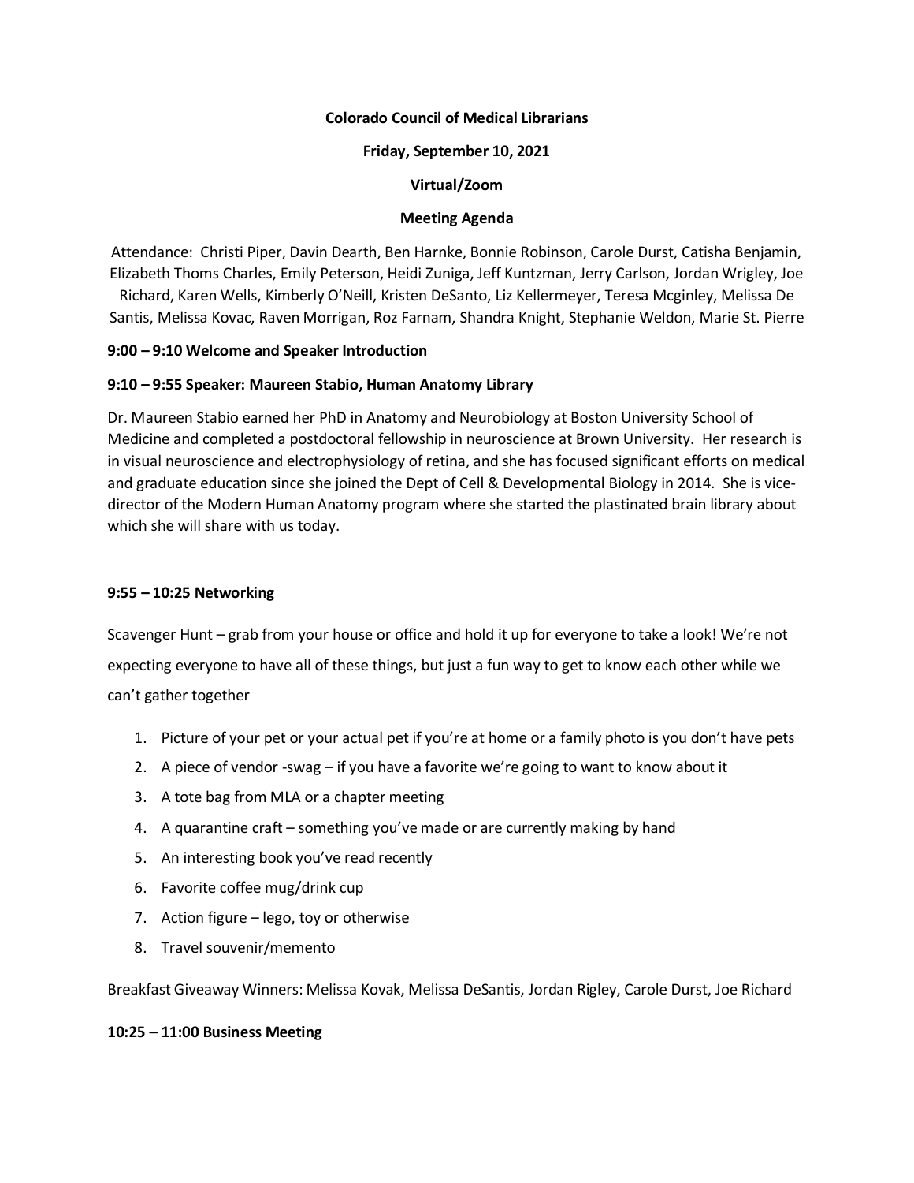**Colorado Council of Medical Librarians**

**Friday, September 10, 2021**

**Virtual/Zoom**

**Meeting Agenda**

Attendance: Christi Piper, Davin Dearth, Ben Harnke, Bonnie Robinson, Carole Durst, Catisha Benjamin, Elizabeth Thoms Charles, Emily Peterson, Heidi Zuniga, Jeff Kuntzman, Jerry Carlson, Jordan Wrigley, Joe Richard, Karen Wells, Kimberly O'Neill, Kristen DeSanto, Liz Kellermeyer, Teresa Mcginley, Melissa De Santis, Melissa Kovac, Raven Morrigan, Roz Farnam, Shandra Knight, Stephanie Weldon, Marie St. Pierre

**9:00 – 9:10 Welcome and Speaker Introduction**

**9:10 – 9:55 Speaker: Maureen Stabio, Human Anatomy Library**

Dr. Maureen Stabio earned her PhD in Anatomy and Neurobiology at Boston University School of Medicine and completed a postdoctoral fellowship in neuroscience at Brown University. Her research is in visual neuroscience and electrophysiology of retina, and she has focused significant efforts on medical and graduate education since she joined the Dept of Cell & Developmental Biology in 2014. She is vice-director of the Modern Human Anatomy program where she started the plastinated brain library about which she will share with us today.

**9:55 – 10:25 Networking**

Scavenger Hunt – grab from your house or office and hold it up for everyone to take a look! We're not expecting everyone to have all of these things, but just a fun way to get to know each other while we can't gather together

1. Picture of your pet or your actual pet if you're at home or a family photo is you don't have pets
2. A piece of vendor -swag – if you have a favorite we're going to want to know about it
3. A tote bag from MLA or a chapter meeting
4. A quarantine craft – something you've made or are currently making by hand
5. An interesting book you've read recently
6. Favorite coffee mug/drink cup
7. Action figure – lego, toy or otherwise
8. Travel souvenir/memento

Breakfast Giveaway Winners: Melissa Kovak, Melissa DeSantis, Jordan Rigley, Carole Durst, Joe Richard

**10:25 – 11:00 Business Meeting**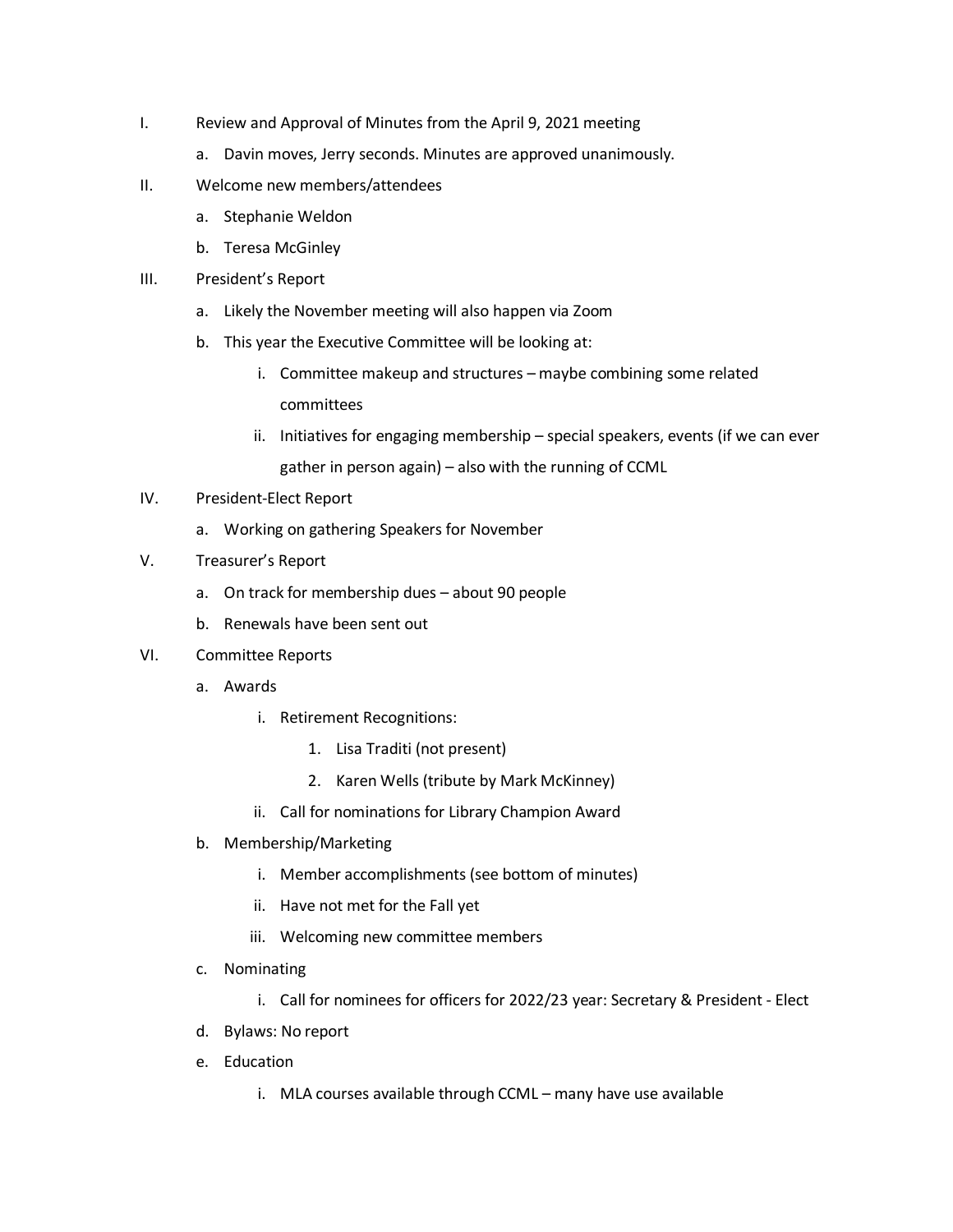I. Review and Approval of Minutes from the April 9, 2021 meeting
   a. Davin moves, Jerry seconds. Minutes are approved unanimously.

II. Welcome new members/attendees
   a. Stephanie Weldon
   b. Teresa McGinley

III. President's Report
   a. Likely the November meeting will also happen via Zoom
   b. This year the Executive Committee will be looking at:
      i. Committee makeup and structures – maybe combining some related committees
      ii. Initiatives for engaging membership – special speakers, events (if we can ever gather in person again) – also with the running of CCML

IV. President-Elect Report
   a. Working on gathering Speakers for November

V. Treasurer's Report
   a. On track for membership dues – about 90 people
   b. Renewals have been sent out

VI. Committee Reports
   a. Awards
      i. Retirement Recognitions:
         1. Lisa Traditi (not present)
         2. Karen Wells (tribute by Mark McKinney)
      ii. Call for nominations for Library Champion Award
   b. Membership/Marketing
      i. Member accomplishments (see bottom of minutes)
      ii. Have not met for the Fall yet
      iii. Welcoming new committee members
   c. Nominating
      i. Call for nominees for officers for 2022/23 year: Secretary & President - Elect
   d. Bylaws: No report
   e. Education
      i. MLA courses available through CCML – many have use available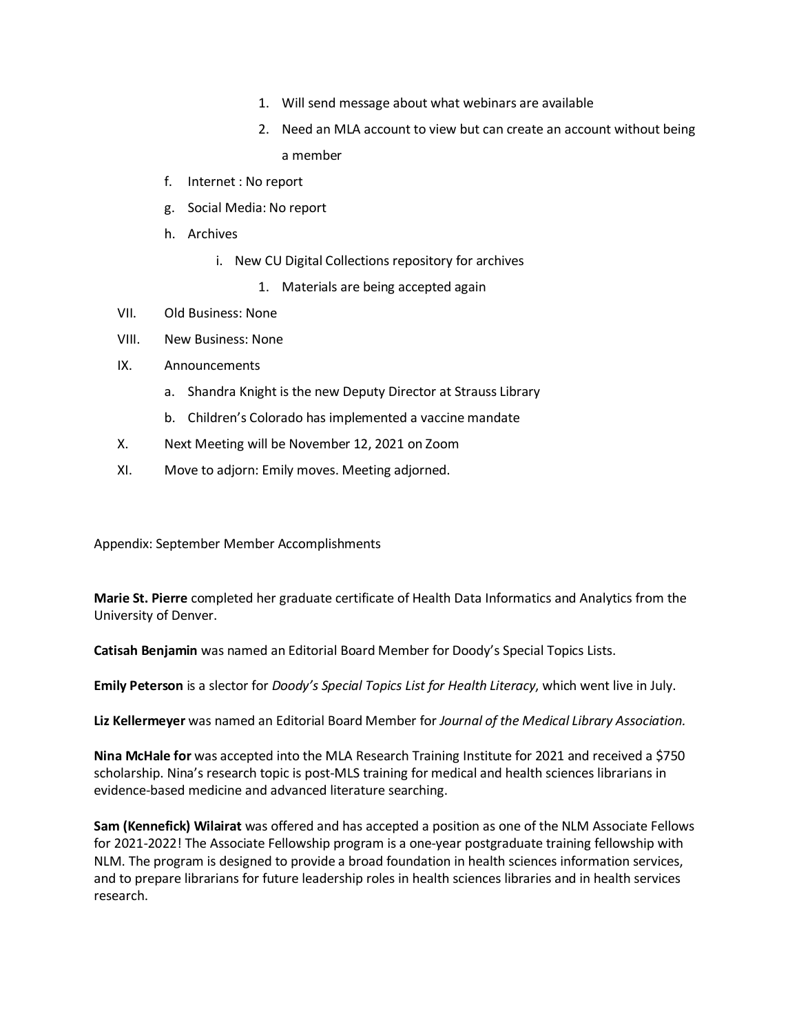1. Will send message about what webinars are available
            2. Need an MLA account to view but can create an account without being a member

    f. Internet : No report
    g. Social Media: No report
    h. Archives
        i. New CU Digital Collections repository for archives
            1. Materials are being accepted again

VII. Old Business: None

VIII. New Business: None

IX. Announcements
    a. Shandra Knight is the new Deputy Director at Strauss Library
    b. Children's Colorado has implemented a vaccine mandate

X. Next Meeting will be November 12, 2021 on Zoom

XI. Move to adjorn: Emily moves. Meeting adjorned.

Appendix: September Member Accomplishments

**Marie St. Pierre** completed her graduate certificate of Health Data Informatics and Analytics from the University of Denver.

**Catisah Benjamin** was named an Editorial Board Member for Doody's Special Topics Lists.

**Emily Peterson** is a slector for *Doody's Special Topics List for Health Literacy*, which went live in July.

**Liz Kellermeyer** was named an Editorial Board Member for *Journal of the Medical Library Association.*

**Nina McHale for** was accepted into the MLA Research Training Institute for 2021 and received a $750 scholarship. Nina's research topic is post-MLS training for medical and health sciences librarians in evidence-based medicine and advanced literature searching.

**Sam (Kennefick) Wilairat** was offered and has accepted a position as one of the NLM Associate Fellows for 2021-2022! The Associate Fellowship program is a one-year postgraduate training fellowship with NLM. The program is designed to provide a broad foundation in health sciences information services, and to prepare librarians for future leadership roles in health sciences libraries and in health services research.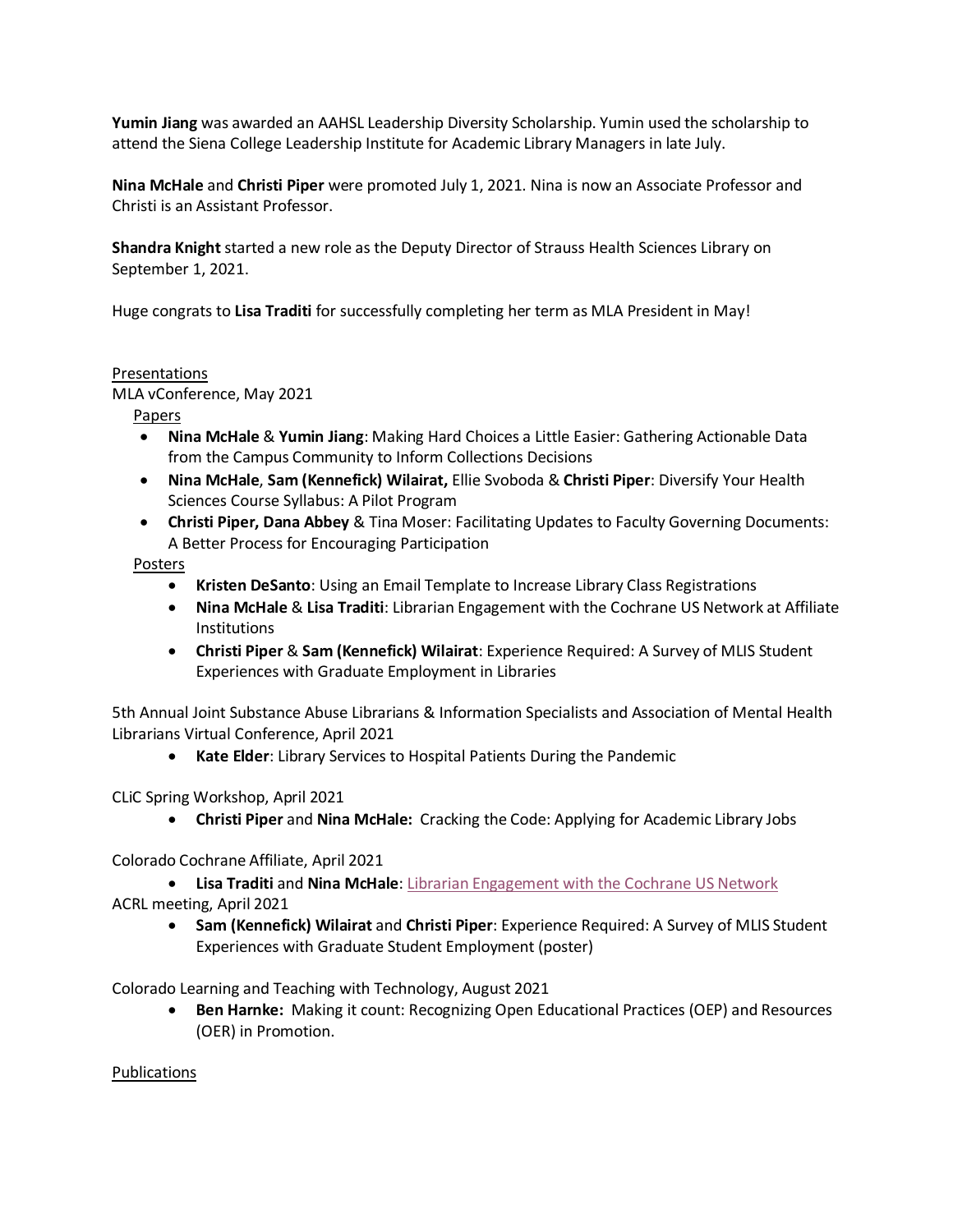**Yumin Jiang** was awarded an AAHSL Leadership Diversity Scholarship. Yumin used the scholarship to attend the Siena College Leadership Institute for Academic Library Managers in late July.

**Nina McHale** and **Christi Piper** were promoted July 1, 2021. Nina is now an Associate Professor and Christi is an Assistant Professor.

**Shandra Knight** started a new role as the Deputy Director of Strauss Health Sciences Library on September 1, 2021.

Huge congrats to **Lisa Traditi** for successfully completing her term as MLA President in May!

<u>Presentations</u>

MLA vConference, May 2021

<u>Papers</u>

- **Nina McHale** & **Yumin Jiang**: Making Hard Choices a Little Easier: Gathering Actionable Data from the Campus Community to Inform Collections Decisions
- **Nina McHale**, **Sam (Kennefick) Wilairat,** Ellie Svoboda & **Christi Piper**: Diversify Your Health Sciences Course Syllabus: A Pilot Program
- **Christi Piper, Dana Abbey** & Tina Moser: Facilitating Updates to Faculty Governing Documents: A Better Process for Encouraging Participation

<u>Posters</u>

- **Kristen DeSanto**: Using an Email Template to Increase Library Class Registrations
- **Nina McHale** & **Lisa Traditi**: Librarian Engagement with the Cochrane US Network at Affiliate Institutions
- **Christi Piper** & **Sam (Kennefick) Wilairat**: Experience Required: A Survey of MLIS Student Experiences with Graduate Employment in Libraries

5th Annual Joint Substance Abuse Librarians & Information Specialists and Association of Mental Health Librarians Virtual Conference, April 2021

- **Kate Elder**: Library Services to Hospital Patients During the Pandemic

CLiC Spring Workshop, April 2021

- **Christi Piper** and **Nina McHale:** Cracking the Code: Applying for Academic Library Jobs

Colorado Cochrane Affiliate, April 2021

- **Lisa Traditi** and **Nina McHale**: <u>Librarian Engagement with the Cochrane US Network</u>

ACRL meeting, April 2021

- **Sam (Kennefick) Wilairat** and **Christi Piper**: Experience Required: A Survey of MLIS Student Experiences with Graduate Student Employment (poster)

Colorado Learning and Teaching with Technology, August 2021

- **Ben Harnke:** Making it count: Recognizing Open Educational Practices (OEP) and Resources (OER) in Promotion.

<u>Publications</u>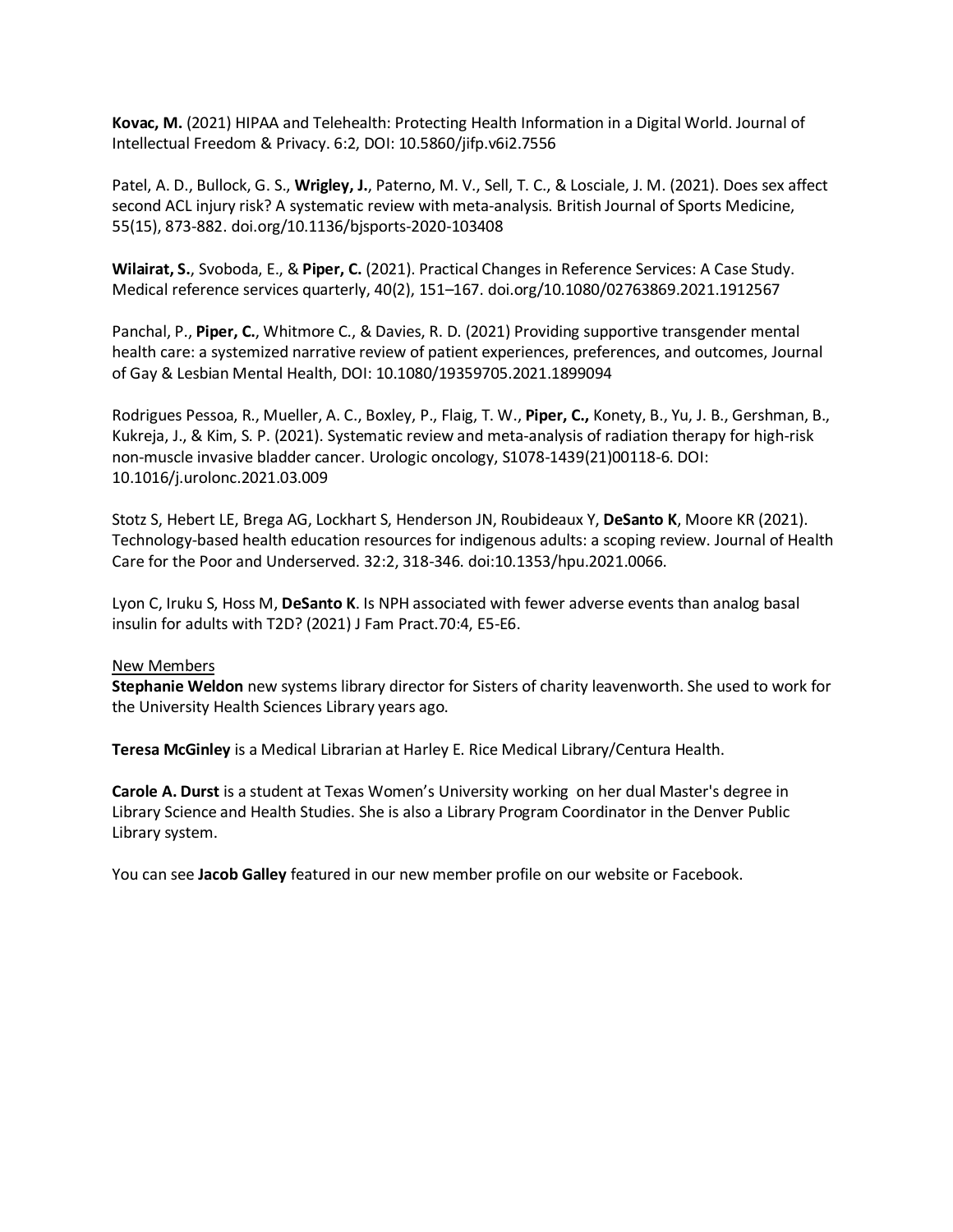**Kovac, M.** (2021) HIPAA and Telehealth: Protecting Health Information in a Digital World. Journal of Intellectual Freedom & Privacy. 6:2, DOI: 10.5860/jifp.v6i2.7556

Patel, A. D., Bullock, G. S., **Wrigley, J.**, Paterno, M. V., Sell, T. C., & Losciale, J. M. (2021). Does sex affect second ACL injury risk? A systematic review with meta-analysis. British Journal of Sports Medicine, 55(15), 873-882. doi.org/10.1136/bjsports-2020-103408

**Wilairat, S.**, Svoboda, E., & **Piper, C.** (2021). Practical Changes in Reference Services: A Case Study. Medical reference services quarterly, 40(2), 151–167. doi.org/10.1080/02763869.2021.1912567

Panchal, P., **Piper, C.**, Whitmore C., & Davies, R. D. (2021) Providing supportive transgender mental health care: a systemized narrative review of patient experiences, preferences, and outcomes, Journal of Gay & Lesbian Mental Health, DOI: 10.1080/19359705.2021.1899094

Rodrigues Pessoa, R., Mueller, A. C., Boxley, P., Flaig, T. W., **Piper, C.,** Konety, B., Yu, J. B., Gershman, B., Kukreja, J., & Kim, S. P. (2021). Systematic review and meta-analysis of radiation therapy for high-risk non-muscle invasive bladder cancer. Urologic oncology, S1078-1439(21)00118-6. DOI: 10.1016/j.urolonc.2021.03.009

Stotz S, Hebert LE, Brega AG, Lockhart S, Henderson JN, Roubideaux Y, **DeSanto K**, Moore KR (2021). Technology-based health education resources for indigenous adults: a scoping review. Journal of Health Care for the Poor and Underserved. 32:2, 318-346. doi:10.1353/hpu.2021.0066.

Lyon C, Iruku S, Hoss M, **DeSanto K**. Is NPH associated with fewer adverse events than analog basal insulin for adults with T2D? (2021) J Fam Pract.70:4, E5-E6.

New Members

**Stephanie Weldon** new systems library director for Sisters of charity leavenworth. She used to work for the University Health Sciences Library years ago.

**Teresa McGinley** is a Medical Librarian at Harley E. Rice Medical Library/Centura Health.

**Carole A. Durst** is a student at Texas Women's University working on her dual Master's degree in Library Science and Health Studies. She is also a Library Program Coordinator in the Denver Public Library system.

You can see **Jacob Galley** featured in our new member profile on our website or Facebook.